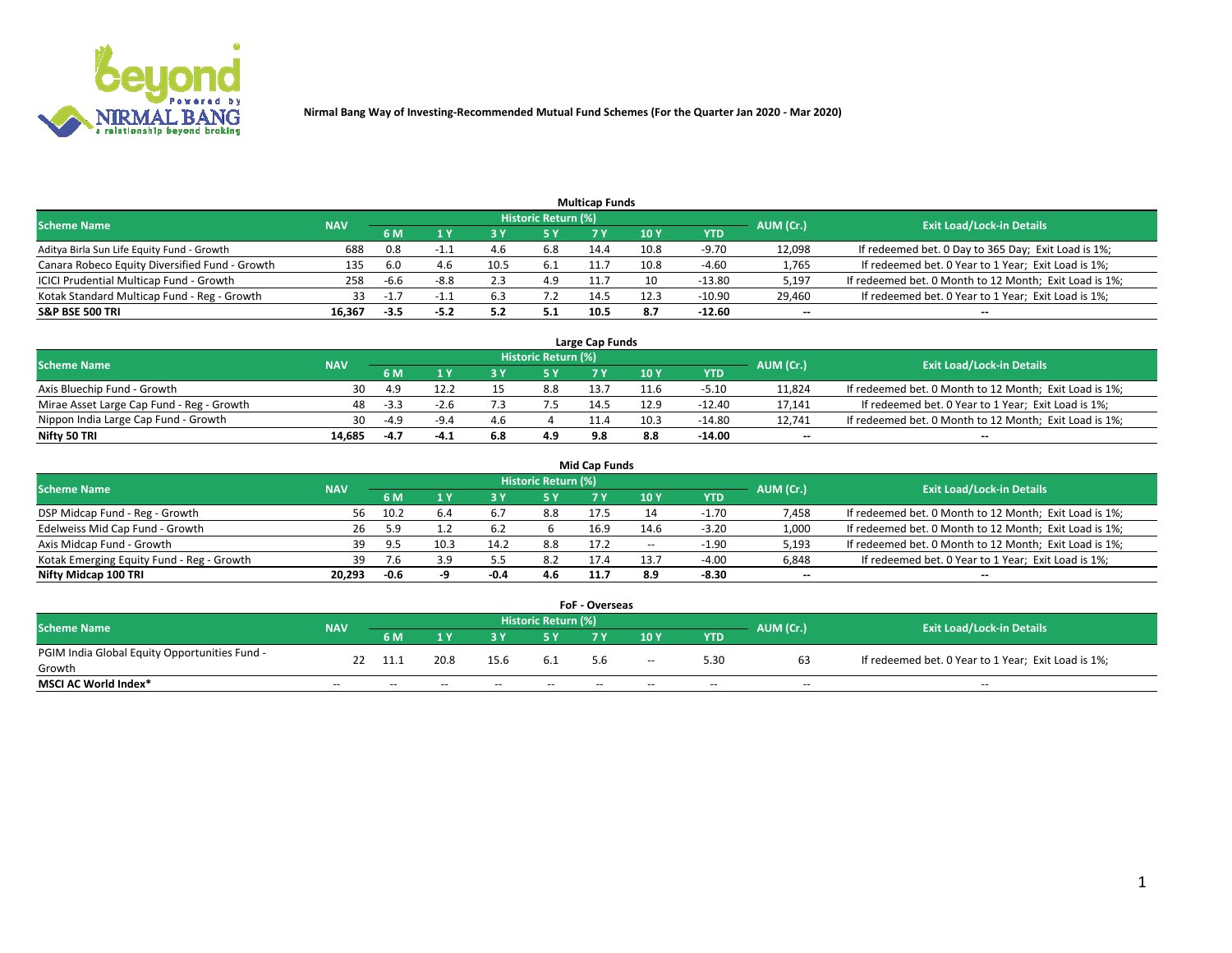**Nirmal Bang Way of Investing-Recommended Mutual Fund Schemes (For the Quarter Jan 2020 - Mar 2020)**

## Multicap Funds

| Scheme Name | NAV | Historic Return (%) | | | | | | | AUM (Cr.) | Exit Load/Lock-in Details |
|---|---|---|---|---|---|---|---|---|---|---|
| | | 6 M | 1 Y | 3 Y | 5 Y | 7 Y | 10 Y | YTD | | |
| Aditya Birla Sun Life Equity Fund - Growth | 688 | 0.8 | -1.1 | 4.6 | 6.8 | 14.4 | 10.8 | -9.70 | 12,098 | If redeemed bet. 0 Day to 365 Day; Exit Load is 1%; |
| Canara Robeco Equity Diversified Fund - Growth | 135 | 6.0 | 4.6 | 10.5 | 6.1 | 11.7 | 10.8 | -4.60 | 1,765 | If redeemed bet. 0 Year to 1 Year; Exit Load is 1%; |
| ICICI Prudential Multicap Fund - Growth | 258 | -6.6 | -8.8 | 2.3 | 4.9 | 11.7 | 10 | -13.80 | 5,197 | If redeemed bet. 0 Month to 12 Month; Exit Load is 1%; |
| Kotak Standard Multicap Fund - Reg - Growth | 33 | -1.7 | -1.1 | 6.3 | 7.2 | 14.5 | 12.3 | -10.90 | 29,460 | If redeemed bet. 0 Year to 1 Year; Exit Load is 1%; |
| **S&P BSE 500 TRI** | **16,367** | **-3.5** | **-5.2** | **5.2** | **5.1** | **10.5** | **8.7** | **-12.60** | **--** | **--** |

## Large Cap Funds

| Scheme Name | NAV | Historic Return (%) | | | | | | | AUM (Cr.) | Exit Load/Lock-in Details |
|---|---|---|---|---|---|---|---|---|---|---|
| | | 6 M | 1 Y | 3 Y | 5 Y | 7 Y | 10 Y | YTD | | |
| Axis Bluechip Fund - Growth | 30 | 4.9 | 12.2 | 15 | 8.8 | 13.7 | 11.6 | -5.10 | 11,824 | If redeemed bet. 0 Month to 12 Month; Exit Load is 1%; |
| Mirae Asset Large Cap Fund - Reg - Growth | 48 | -3.3 | -2.6 | 7.3 | 7.5 | 14.5 | 12.9 | -12.40 | 17,141 | If redeemed bet. 0 Year to 1 Year; Exit Load is 1%; |
| Nippon India Large Cap Fund - Growth | 30 | -4.9 | -9.4 | 4.6 | 4 | 11.4 | 10.3 | -14.80 | 12,741 | If redeemed bet. 0 Month to 12 Month; Exit Load is 1%; |
| **Nifty 50 TRI** | **14,685** | **-4.7** | **-4.1** | **6.8** | **4.9** | **9.8** | **8.8** | **-14.00** | **--** | **--** |

## Mid Cap Funds

| Scheme Name | NAV | Historic Return (%) | | | | | | | AUM (Cr.) | Exit Load/Lock-in Details |
|---|---|---|---|---|---|---|---|---|---|---|
| | | 6 M | 1 Y | 3 Y | 5 Y | 7 Y | 10 Y | YTD | | |
| DSP Midcap Fund - Reg - Growth | 56 | 10.2 | 6.4 | 6.7 | 8.8 | 17.5 | 14 | -1.70 | 7,458 | If redeemed bet. 0 Month to 12 Month; Exit Load is 1%; |
| Edelweiss Mid Cap Fund - Growth | 26 | 5.9 | 1.2 | 6.2 | 6 | 16.9 | 14.6 | -3.20 | 1,000 | If redeemed bet. 0 Month to 12 Month; Exit Load is 1%; |
| Axis Midcap Fund - Growth | 39 | 9.5 | 10.3 | 14.2 | 8.8 | 17.2 | -- | -1.90 | 5,193 | If redeemed bet. 0 Month to 12 Month; Exit Load is 1%; |
| Kotak Emerging Equity Fund - Reg - Growth | 39 | 7.6 | 3.9 | 5.5 | 8.2 | 17.4 | 13.7 | -4.00 | 6,848 | If redeemed bet. 0 Year to 1 Year; Exit Load is 1%; |
| **Nifty Midcap 100 TRI** | **20,293** | **-0.6** | **-9** | **-0.4** | **4.6** | **11.7** | **8.9** | **-8.30** | **--** | **--** |

## FoF - Overseas

| Scheme Name | NAV | Historic Return (%) | | | | | | | AUM (Cr.) | Exit Load/Lock-in Details |
|---|---|---|---|---|---|---|---|---|---|---|
| | | 6 M | 1 Y | 3 Y | 5 Y | 7 Y | 10 Y | YTD | | |
| PGIM India Global Equity Opportunities Fund - Growth | 22 | 11.1 | 20.8 | 15.6 | 6.1 | 5.6 | -- | 5.30 | 63 | If redeemed bet. 0 Year to 1 Year; Exit Load is 1%; |
| **MSCI AC World Index*** | -- | -- | -- | -- | -- | -- | -- | -- | -- | -- |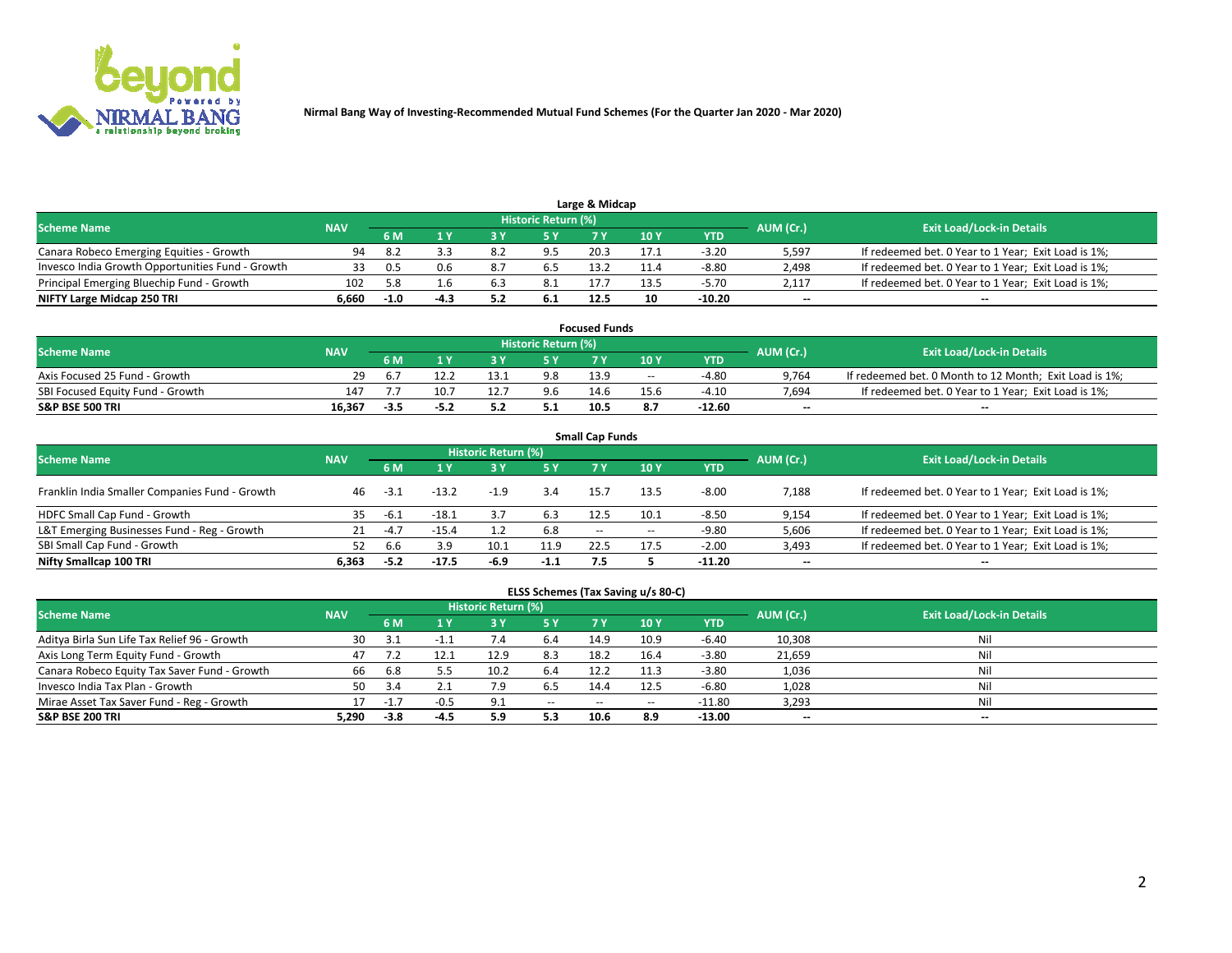Nirmal Bang Way of Investing-Recommended Mutual Fund Schemes (For the Quarter Jan 2020 - Mar 2020)

## Large & Midcap

| Scheme Name | NAV | Historic Return (%) | | | | | | | AUM (Cr.) | Exit Load/Lock-in Details |
|---|---|---|---|---|---|---|---|---|---|---|
| | | 6 M | 1 Y | 3 Y | 5 Y | 7 Y | 10 Y | YTD | | |
| Canara Robeco Emerging Equities - Growth | 94 | 8.2 | 3.3 | 8.2 | 9.5 | 20.3 | 17.1 | -3.20 | 5,597 | If redeemed bet. 0 Year to 1 Year; Exit Load is 1%; |
| Invesco India Growth Opportunities Fund - Growth | 33 | 0.5 | 0.6 | 8.7 | 6.5 | 13.2 | 11.4 | -8.80 | 2,498 | If redeemed bet. 0 Year to 1 Year; Exit Load is 1%; |
| Principal Emerging Bluechip Fund - Growth | 102 | 5.8 | 1.6 | 6.3 | 8.1 | 17.7 | 13.5 | -5.70 | 2,117 | If redeemed bet. 0 Year to 1 Year; Exit Load is 1%; |
| **NIFTY Large Midcap 250 TRI** | **6,660** | **-1.0** | **-4.3** | **5.2** | **6.1** | **12.5** | **10** | **-10.20** | **--** | **--** |

## Focused Funds

| Scheme Name | NAV | Historic Return (%) | | | | | | | AUM (Cr.) | Exit Load/Lock-in Details |
|---|---|---|---|---|---|---|---|---|---|---|
| | | 6 M | 1 Y | 3 Y | 5 Y | 7 Y | 10 Y | YTD | | |
| Axis Focused 25 Fund - Growth | 29 | 6.7 | 12.2 | 13.1 | 9.8 | 13.9 | -- | -4.80 | 9,764 | If redeemed bet. 0 Month to 12 Month; Exit Load is 1%; |
| SBI Focused Equity Fund - Growth | 147 | 7.7 | 10.7 | 12.7 | 9.6 | 14.6 | 15.6 | -4.10 | 7,694 | If redeemed bet. 0 Year to 1 Year; Exit Load is 1%; |
| **S&P BSE 500 TRI** | **16,367** | **-3.5** | **-5.2** | **5.2** | **5.1** | **10.5** | **8.7** | **-12.60** | **--** | **--** |

## Small Cap Funds

| Scheme Name | NAV | Historic Return (%) | | | | | | | AUM (Cr.) | Exit Load/Lock-in Details |
|---|---|---|---|---|---|---|---|---|---|---|
| | | 6 M | 1 Y | 3 Y | 5 Y | 7 Y | 10 Y | YTD | | |
| Franklin India Smaller Companies Fund - Growth | 46 | -3.1 | -13.2 | -1.9 | 3.4 | 15.7 | 13.5 | -8.00 | 7,188 | If redeemed bet. 0 Year to 1 Year; Exit Load is 1%; |
| HDFC Small Cap Fund - Growth | 35 | -6.1 | -18.1 | 3.7 | 6.3 | 12.5 | 10.1 | -8.50 | 9,154 | If redeemed bet. 0 Year to 1 Year; Exit Load is 1%; |
| L&T Emerging Businesses Fund - Reg - Growth | 21 | -4.7 | -15.4 | 1.2 | 6.8 | -- | -- | -9.80 | 5,606 | If redeemed bet. 0 Year to 1 Year; Exit Load is 1%; |
| SBI Small Cap Fund - Growth | 52 | 6.6 | 3.9 | 10.1 | 11.9 | 22.5 | 17.5 | -2.00 | 3,493 | If redeemed bet. 0 Year to 1 Year; Exit Load is 1%; |
| **Nifty Smallcap 100 TRI** | **6,363** | **-5.2** | **-17.5** | **-6.9** | **-1.1** | **7.5** | **5** | **-11.20** | **--** | **--** |

## ELSS Schemes (Tax Saving u/s 80-C)

| Scheme Name | NAV | Historic Return (%) | | | | | | | AUM (Cr.) | Exit Load/Lock-in Details |
|---|---|---|---|---|---|---|---|---|---|---|
| | | 6 M | 1 Y | 3 Y | 5 Y | 7 Y | 10 Y | YTD | | |
| Aditya Birla Sun Life Tax Relief 96 - Growth | 30 | 3.1 | -1.1 | 7.4 | 6.4 | 14.9 | 10.9 | -6.40 | 10,308 | Nil |
| Axis Long Term Equity Fund - Growth | 47 | 7.2 | 12.1 | 12.9 | 8.3 | 18.2 | 16.4 | -3.80 | 21,659 | Nil |
| Canara Robeco Equity Tax Saver Fund - Growth | 66 | 6.8 | 5.5 | 10.2 | 6.4 | 12.2 | 11.3 | -3.80 | 1,036 | Nil |
| Invesco India Tax Plan - Growth | 50 | 3.4 | 2.1 | 7.9 | 6.5 | 14.4 | 12.5 | -6.80 | 1,028 | Nil |
| Mirae Asset Tax Saver Fund - Reg - Growth | 17 | -1.7 | -0.5 | 9.1 | -- | -- | -- | -11.80 | 3,293 | Nil |
| **S&P BSE 200 TRI** | **5,290** | **-3.8** | **-4.5** | **5.9** | **5.3** | **10.6** | **8.9** | **-13.00** | **--** | **--** |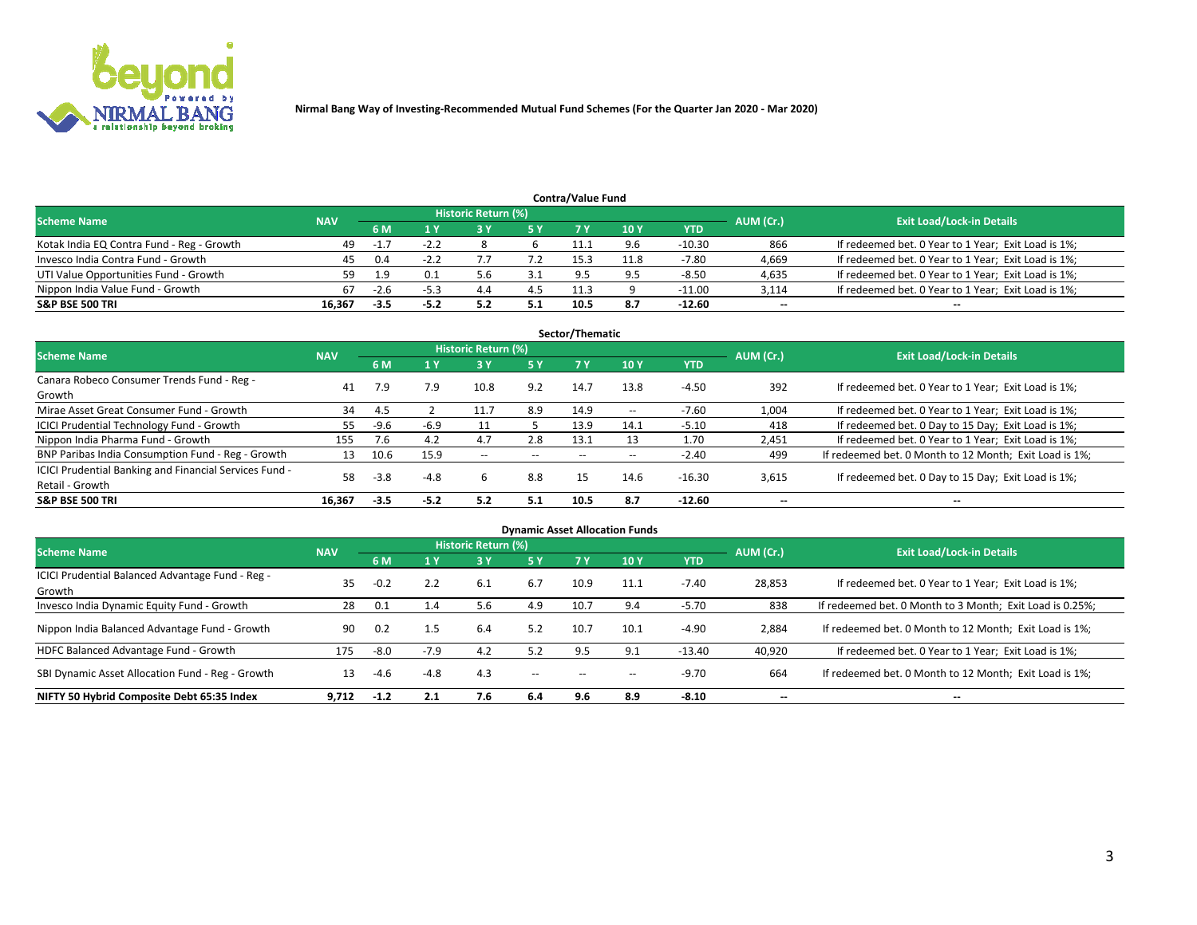Nirmal Bang Way of Investing-Recommended Mutual Fund Schemes (For the Quarter Jan 2020 - Mar 2020)

## Contra/Value Fund

| Scheme Name | NAV | Historic Return (%) | | | | | | | AUM (Cr.) | Exit Load/Lock-in Details |
|---|---|---|---|---|---|---|---|---|---|---|
| | | 6 M | 1 Y | 3 Y | 5 Y | 7 Y | 10 Y | YTD | | |
| Kotak India EQ Contra Fund - Reg - Growth | 49 | -1.7 | -2.2 | 8 | 6 | 11.1 | 9.6 | -10.30 | 866 | If redeemed bet. 0 Year to 1 Year; Exit Load is 1%; |
| Invesco India Contra Fund - Growth | 45 | 0.4 | -2.2 | 7.7 | 7.2 | 15.3 | 11.8 | -7.80 | 4,669 | If redeemed bet. 0 Year to 1 Year; Exit Load is 1%; |
| UTI Value Opportunities Fund - Growth | 59 | 1.9 | 0.1 | 5.6 | 3.1 | 9.5 | 9.5 | -8.50 | 4,635 | If redeemed bet. 0 Year to 1 Year; Exit Load is 1%; |
| Nippon India Value Fund - Growth | 67 | -2.6 | -5.3 | 4.4 | 4.5 | 11.3 | 9 | -11.00 | 3,114 | If redeemed bet. 0 Year to 1 Year; Exit Load is 1%; |
| **S&P BSE 500 TRI** | **16,367** | **-3.5** | **-5.2** | **5.2** | **5.1** | **10.5** | **8.7** | **-12.60** | **--** | **--** |

## Sector/Thematic

| Scheme Name | NAV | Historic Return (%) | | | | | | | AUM (Cr.) | Exit Load/Lock-in Details |
|---|---|---|---|---|---|---|---|---|---|---|
| | | 6 M | 1 Y | 3 Y | 5 Y | 7 Y | 10 Y | YTD | | |
| Canara Robeco Consumer Trends Fund - Reg - Growth | 41 | 7.9 | 7.9 | 10.8 | 9.2 | 14.7 | 13.8 | -4.50 | 392 | If redeemed bet. 0 Year to 1 Year; Exit Load is 1%; |
| Mirae Asset Great Consumer Fund - Growth | 34 | 4.5 | 2 | 11.7 | 8.9 | 14.9 | -- | -7.60 | 1,004 | If redeemed bet. 0 Year to 1 Year; Exit Load is 1%; |
| ICICI Prudential Technology Fund - Growth | 55 | -9.6 | -6.9 | 11 | 5 | 13.9 | 14.1 | -5.10 | 418 | If redeemed bet. 0 Day to 15 Day; Exit Load is 1%; |
| Nippon India Pharma Fund - Growth | 155 | 7.6 | 4.2 | 4.7 | 2.8 | 13.1 | 13 | 1.70 | 2,451 | If redeemed bet. 0 Year to 1 Year; Exit Load is 1%; |
| BNP Paribas India Consumption Fund - Reg - Growth | 13 | 10.6 | 15.9 | -- | -- | -- | -- | -2.40 | 499 | If redeemed bet. 0 Month to 12 Month; Exit Load is 1%; |
| ICICI Prudential Banking and Financial Services Fund - Retail - Growth | 58 | -3.8 | -4.8 | 6 | 8.8 | 15 | 14.6 | -16.30 | 3,615 | If redeemed bet. 0 Day to 15 Day; Exit Load is 1%; |
| **S&P BSE 500 TRI** | **16,367** | **-3.5** | **-5.2** | **5.2** | **5.1** | **10.5** | **8.7** | **-12.60** | **--** | **--** |

## Dynamic Asset Allocation Funds

| Scheme Name | NAV | Historic Return (%) | | | | | | | AUM (Cr.) | Exit Load/Lock-in Details |
|---|---|---|---|---|---|---|---|---|---|---|
| | | 6 M | 1 Y | 3 Y | 5 Y | 7 Y | 10 Y | YTD | | |
| ICICI Prudential Balanced Advantage Fund - Reg - Growth | 35 | -0.2 | 2.2 | 6.1 | 6.7 | 10.9 | 11.1 | -7.40 | 28,853 | If redeemed bet. 0 Year to 1 Year; Exit Load is 1%; |
| Invesco India Dynamic Equity Fund - Growth | 28 | 0.1 | 1.4 | 5.6 | 4.9 | 10.7 | 9.4 | -5.70 | 838 | If redeemed bet. 0 Month to 3 Month; Exit Load is 0.25%; |
| Nippon India Balanced Advantage Fund - Growth | 90 | 0.2 | 1.5 | 6.4 | 5.2 | 10.7 | 10.1 | -4.90 | 2,884 | If redeemed bet. 0 Month to 12 Month; Exit Load is 1%; |
| HDFC Balanced Advantage Fund - Growth | 175 | -8.0 | -7.9 | 4.2 | 5.2 | 9.5 | 9.1 | -13.40 | 40,920 | If redeemed bet. 0 Year to 1 Year; Exit Load is 1%; |
| SBI Dynamic Asset Allocation Fund - Reg - Growth | 13 | -4.6 | -4.8 | 4.3 | -- | -- | -- | -9.70 | 664 | If redeemed bet. 0 Month to 12 Month; Exit Load is 1%; |
| **NIFTY 50 Hybrid Composite Debt 65:35 Index** | **9,712** | **-1.2** | **2.1** | **7.6** | **6.4** | **9.6** | **8.9** | **-8.10** | **--** | **--** |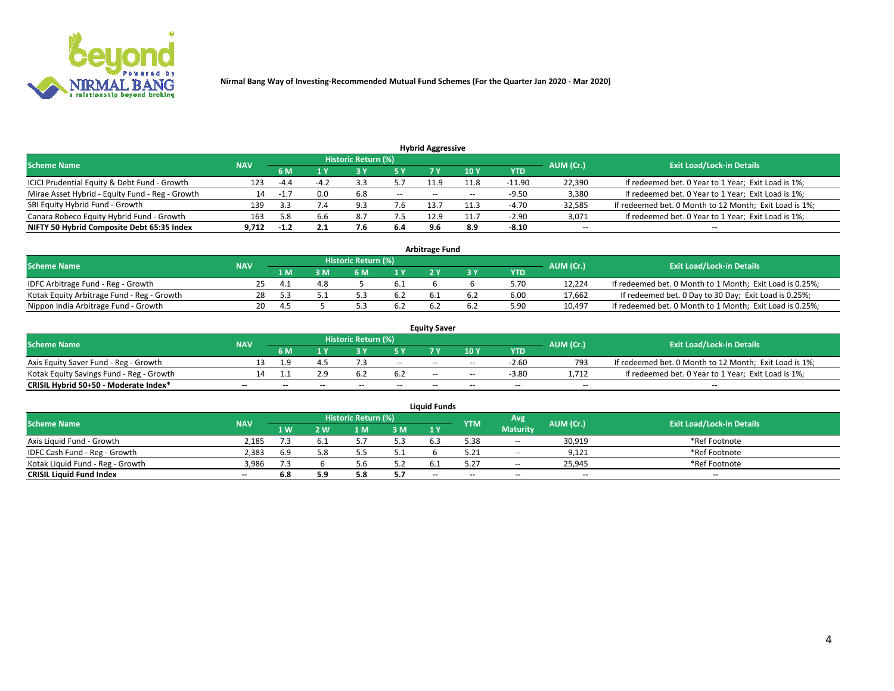**Nirmal Bang Way of Investing-Recommended Mutual Fund Schemes (For the Quarter Jan 2020 - Mar 2020)**

### Hybrid Aggressive

| Scheme Name | NAV | Historic Return (%) | | | | | | | AUM (Cr.) | Exit Load/Lock-in Details |
|---|---|---|---|---|---|---|---|---|---|---|
| | | 6 M | 1 Y | 3 Y | 5 Y | 7 Y | 10 Y | YTD | | |
| ICICI Prudential Equity & Debt Fund - Growth | 123 | -4.4 | -4.2 | 3.3 | 5.7 | 11.9 | 11.8 | -11.90 | 22,390 | If redeemed bet. 0 Year to 1 Year; Exit Load is 1%; |
| Mirae Asset Hybrid - Equity Fund - Reg - Growth | 14 | -1.7 | 0.0 | 6.8 | -- | -- | -- | -9.50 | 3,380 | If redeemed bet. 0 Year to 1 Year; Exit Load is 1%; |
| SBI Equity Hybrid Fund - Growth | 139 | 3.3 | 7.4 | 9.3 | 7.6 | 13.7 | 11.3 | -4.70 | 32,585 | If redeemed bet. 0 Month to 12 Month; Exit Load is 1%; |
| Canara Robeco Equity Hybrid Fund - Growth | 163 | 5.8 | 6.6 | 8.7 | 7.5 | 12.9 | 11.7 | -2.90 | 3,071 | If redeemed bet. 0 Year to 1 Year; Exit Load is 1%; |
| **NIFTY 50 Hybrid Composite Debt 65:35 Index** | **9,712** | **-1.2** | **2.1** | **7.6** | **6.4** | **9.6** | **8.9** | **-8.10** | **--** | **--** |

### Arbitrage Fund

| Scheme Name | NAV | Historic Return (%) | | | | | | | AUM (Cr.) | Exit Load/Lock-in Details |
|---|---|---|---|---|---|---|---|---|---|---|
| | | 1 M | 3 M | 6 M | 1 Y | 2 Y | 3 Y | YTD | | |
| IDFC Arbitrage Fund - Reg - Growth | 25 | 4.1 | 4.8 | 5 | 6.1 | 6 | 6 | 5.70 | 12,224 | If redeemed bet. 0 Month to 1 Month; Exit Load is 0.25%; |
| Kotak Equity Arbitrage Fund - Reg - Growth | 28 | 5.3 | 5.1 | 5.3 | 6.2 | 6.1 | 6.2 | 6.00 | 17,662 | If redeemed bet. 0 Day to 30 Day; Exit Load is 0.25%; |
| Nippon India Arbitrage Fund - Growth | 20 | 4.5 | 5 | 5.3 | 6.2 | 6.2 | 6.2 | 5.90 | 10,497 | If redeemed bet. 0 Month to 1 Month; Exit Load is 0.25%; |

### Equity Saver

| Scheme Name | NAV | Historic Return (%) | | | | | | | AUM (Cr.) | Exit Load/Lock-in Details |
|---|---|---|---|---|---|---|---|---|---|---|
| | | 6 M | 1 Y | 3 Y | 5 Y | 7 Y | 10 Y | YTD | | |
| Axis Equity Saver Fund - Reg - Growth | 13 | 1.9 | 4.5 | 7.3 | -- | -- | -- | -2.60 | 793 | If redeemed bet. 0 Month to 12 Month; Exit Load is 1%; |
| Kotak Equity Savings Fund - Reg - Growth | 14 | 1.1 | 2.9 | 6.2 | 6.2 | -- | -- | -3.80 | 1,712 | If redeemed bet. 0 Year to 1 Year; Exit Load is 1%; |
| **CRISIL Hybrid 50+50 - Moderate Index*** | **--** | **--** | **--** | **--** | **--** | **--** | **--** | **--** | **--** | **--** |

### Liquid Funds

| Scheme Name | NAV | Historic Return (%) | | | | | YTM | Avg Maturity | AUM (Cr.) | Exit Load/Lock-in Details |
|---|---|---|---|---|---|---|---|---|---|---|
| | | 1 W | 2 W | 1 M | 3 M | 1 Y | | | | |
| Axis Liquid Fund - Growth | 2,185 | 7.3 | 6.1 | 5.7 | 5.3 | 6.3 | 5.38 | -- | 30,919 | *Ref Footnote |
| IDFC Cash Fund - Reg - Growth | 2,383 | 6.9 | 5.8 | 5.5 | 5.1 | 6 | 5.21 | -- | 9,121 | *Ref Footnote |
| Kotak Liquid Fund - Reg - Growth | 3,986 | 7.3 | 6 | 5.6 | 5.2 | 6.1 | 5.27 | -- | 25,945 | *Ref Footnote |
| **CRISIL Liquid Fund Index** | **--** | **6.8** | **5.9** | **5.8** | **5.7** | **--** | **--** | **--** | **--** | **--** |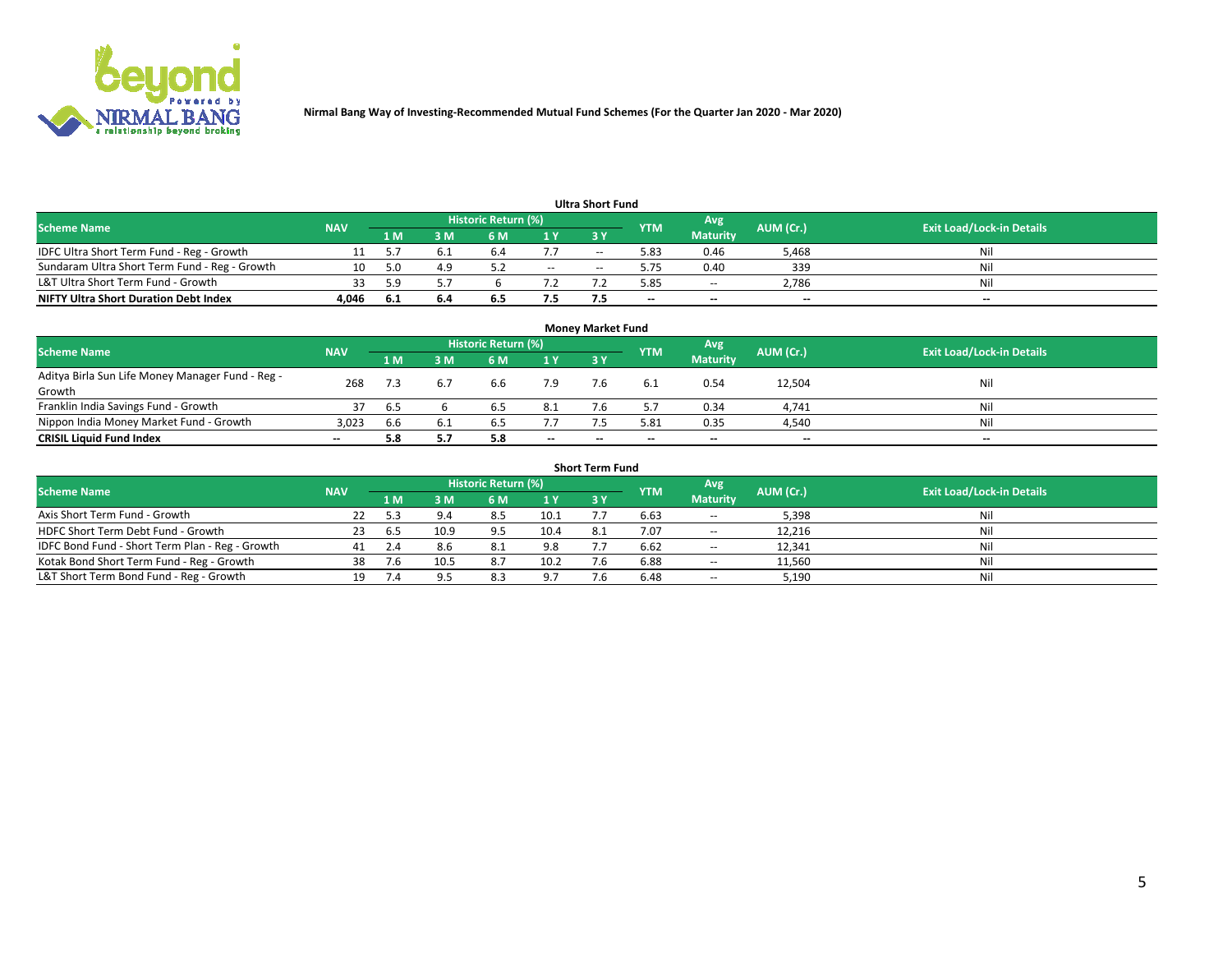Nirmal Bang Way of Investing-Recommended Mutual Fund Schemes (For the Quarter Jan 2020 - Mar 2020)

### Ultra Short Fund

| Scheme Name | NAV | Historic Return (%) | | | | | YTM | Avg Maturity | AUM (Cr.) | Exit Load/Lock-in Details |
|---|---|---|---|---|---|---|---|---|---|---|
| | | 1 M | 3 M | 6 M | 1 Y | 3 Y | | | | |
| IDFC Ultra Short Term Fund - Reg - Growth | 11 | 5.7 | 6.1 | 6.4 | 7.7 | -- | 5.83 | 0.46 | 5,468 | Nil |
| Sundaram Ultra Short Term Fund - Reg - Growth | 10 | 5.0 | 4.9 | 5.2 | -- | -- | 5.75 | 0.40 | 339 | Nil |
| L&T Ultra Short Term Fund - Growth | 33 | 5.9 | 5.7 | 6 | 7.2 | 7.2 | 5.85 | -- | 2,786 | Nil |
| **NIFTY Ultra Short Duration Debt Index** | **4,046** | **6.1** | **6.4** | **6.5** | **7.5** | **7.5** | **--** | **--** | **--** | **--** |

### Money Market Fund

| Scheme Name | NAV | Historic Return (%) | | | | | YTM | Avg Maturity | AUM (Cr.) | Exit Load/Lock-in Details |
|---|---|---|---|---|---|---|---|---|---|---|
| | | 1 M | 3 M | 6 M | 1 Y | 3 Y | | | | |
| Aditya Birla Sun Life Money Manager Fund - Reg - Growth | 268 | 7.3 | 6.7 | 6.6 | 7.9 | 7.6 | 6.1 | 0.54 | 12,504 | Nil |
| Franklin India Savings Fund - Growth | 37 | 6.5 | 6 | 6.5 | 8.1 | 7.6 | 5.7 | 0.34 | 4,741 | Nil |
| Nippon India Money Market Fund - Growth | 3,023 | 6.6 | 6.1 | 6.5 | 7.7 | 7.5 | 5.81 | 0.35 | 4,540 | Nil |
| **CRISIL Liquid Fund Index** | **--** | **5.8** | **5.7** | **5.8** | **--** | **--** | **--** | **--** | **--** | **--** |

### Short Term Fund

| Scheme Name | NAV | Historic Return (%) | | | | | YTM | Avg Maturity | AUM (Cr.) | Exit Load/Lock-in Details |
|---|---|---|---|---|---|---|---|---|---|---|
| | | 1 M | 3 M | 6 M | 1 Y | 3 Y | | | | |
| Axis Short Term Fund - Growth | 22 | 5.3 | 9.4 | 8.5 | 10.1 | 7.7 | 6.63 | -- | 5,398 | Nil |
| HDFC Short Term Debt Fund - Growth | 23 | 6.5 | 10.9 | 9.5 | 10.4 | 8.1 | 7.07 | -- | 12,216 | Nil |
| IDFC Bond Fund - Short Term Plan - Reg - Growth | 41 | 2.4 | 8.6 | 8.1 | 9.8 | 7.7 | 6.62 | -- | 12,341 | Nil |
| Kotak Bond Short Term Fund - Reg - Growth | 38 | 7.6 | 10.5 | 8.7 | 10.2 | 7.6 | 6.88 | -- | 11,560 | Nil |
| L&T Short Term Bond Fund - Reg - Growth | 19 | 7.4 | 9.5 | 8.3 | 9.7 | 7.6 | 6.48 | -- | 5,190 | Nil |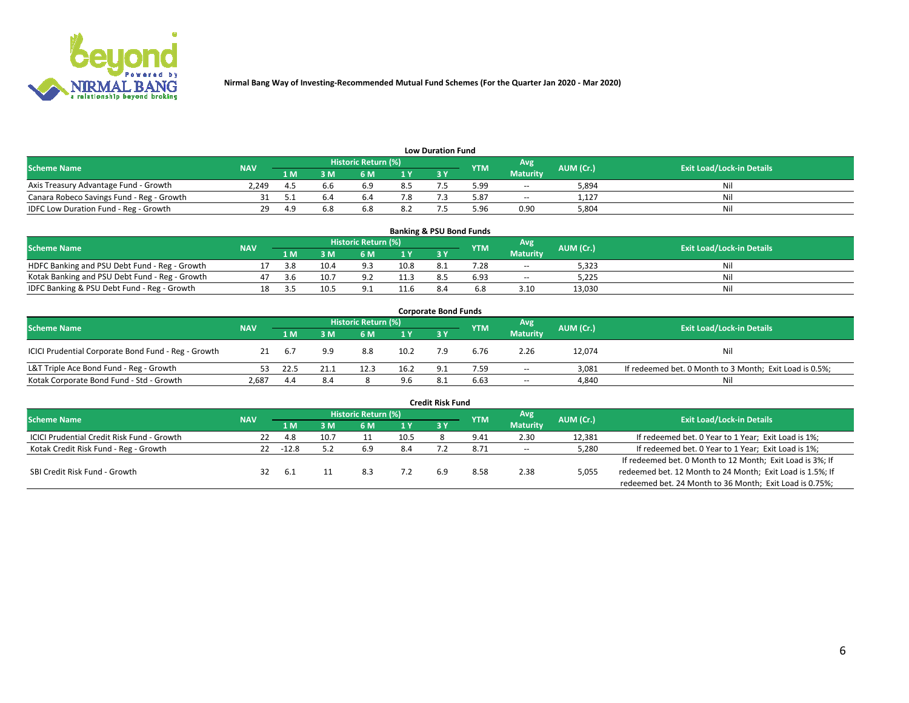Nirmal Bang Way of Investing-Recommended Mutual Fund Schemes (For the Quarter Jan 2020 - Mar 2020)

### Low Duration Fund

| Scheme Name | NAV | Historic Return (%) | | | | | YTM | Avg Maturity | AUM (Cr.) | Exit Load/Lock-in Details |
|---|---|---|---|---|---|---|---|---|---|---|
| | | 1 M | 3 M | 6 M | 1 Y | 3 Y | | | | |
| Axis Treasury Advantage Fund - Growth | 2,249 | 4.5 | 6.6 | 6.9 | 8.5 | 7.5 | 5.99 | -- | 5,894 | Nil |
| Canara Robeco Savings Fund - Reg - Growth | 31 | 5.1 | 6.4 | 6.4 | 7.8 | 7.3 | 5.87 | -- | 1,127 | Nil |
| IDFC Low Duration Fund - Reg - Growth | 29 | 4.9 | 6.8 | 6.8 | 8.2 | 7.5 | 5.96 | 0.90 | 5,804 | Nil |

### Banking & PSU Bond Funds

| Scheme Name | NAV | Historic Return (%) | | | | | YTM | Avg Maturity | AUM (Cr.) | Exit Load/Lock-in Details |
|---|---|---|---|---|---|---|---|---|---|---|
| | | 1 M | 3 M | 6 M | 1 Y | 3 Y | | | | |
| HDFC Banking and PSU Debt Fund - Reg - Growth | 17 | 3.8 | 10.4 | 9.3 | 10.8 | 8.1 | 7.28 | -- | 5,323 | Nil |
| Kotak Banking and PSU Debt Fund - Reg - Growth | 47 | 3.6 | 10.7 | 9.2 | 11.3 | 8.5 | 6.93 | -- | 5,225 | Nil |
| IDFC Banking & PSU Debt Fund - Reg - Growth | 18 | 3.5 | 10.5 | 9.1 | 11.6 | 8.4 | 6.8 | 3.10 | 13,030 | Nil |

### Corporate Bond Funds

| Scheme Name | NAV | Historic Return (%) | | | | | YTM | Avg Maturity | AUM (Cr.) | Exit Load/Lock-in Details |
|---|---|---|---|---|---|---|---|---|---|---|
| | | 1 M | 3 M | 6 M | 1 Y | 3 Y | | | | |
| ICICI Prudential Corporate Bond Fund - Reg - Growth | 21 | 6.7 | 9.9 | 8.8 | 10.2 | 7.9 | 6.76 | 2.26 | 12,074 | Nil |
| L&T Triple Ace Bond Fund - Reg - Growth | 53 | 22.5 | 21.1 | 12.3 | 16.2 | 9.1 | 7.59 | -- | 3,081 | If redeemed bet. 0 Month to 3 Month; Exit Load is 0.5%; |
| Kotak Corporate Bond Fund - Std - Growth | 2,687 | 4.4 | 8.4 | 8 | 9.6 | 8.1 | 6.63 | -- | 4,840 | Nil |

### Credit Risk Fund

| Scheme Name | NAV | Historic Return (%) | | | | | YTM | Avg Maturity | AUM (Cr.) | Exit Load/Lock-in Details |
|---|---|---|---|---|---|---|---|---|---|---|
| | | 1 M | 3 M | 6 M | 1 Y | 3 Y | | | | |
| ICICI Prudential Credit Risk Fund - Growth | 22 | 4.8 | 10.7 | 11 | 10.5 | 8 | 9.41 | 2.30 | 12,381 | If redeemed bet. 0 Year to 1 Year; Exit Load is 1%; |
| Kotak Credit Risk Fund - Reg - Growth | 22 | -12.8 | 5.2 | 6.9 | 8.4 | 7.2 | 8.71 | -- | 5,280 | If redeemed bet. 0 Year to 1 Year; Exit Load is 1%; |
| SBI Credit Risk Fund - Growth | 32 | 6.1 | 11 | 8.3 | 7.2 | 6.9 | 8.58 | 2.38 | 5,055 | If redeemed bet. 0 Month to 12 Month; Exit Load is 3%; If redeemed bet. 12 Month to 24 Month; Exit Load is 1.5%; If redeemed bet. 24 Month to 36 Month; Exit Load is 0.75%; |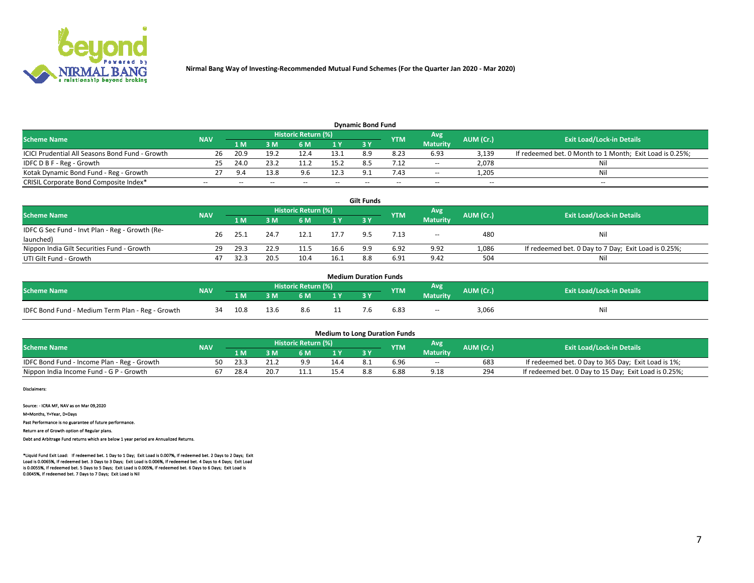Nirmal Bang Way of Investing-Recommended Mutual Fund Schemes (For the Quarter Jan 2020 - Mar 2020)

### Dynamic Bond Fund

| Scheme Name | NAV | Historic Return (%) | | | | | YTM | Avg Maturity | AUM (Cr.) | Exit Load/Lock-in Details |
|---|---|---|---|---|---|---|---|---|---|---|
| | | 1 M | 3 M | 6 M | 1 Y | 3 Y | | | | |
| ICICI Prudential All Seasons Bond Fund - Growth | 26 | 20.9 | 19.2 | 12.4 | 13.1 | 8.9 | 8.23 | 6.93 | 3,139 | If redeemed bet. 0 Month to 1 Month; Exit Load is 0.25%; |
| IDFC D B F - Reg - Growth | 25 | 24.0 | 23.2 | 11.2 | 15.2 | 8.5 | 7.12 | -- | 2,078 | Nil |
| Kotak Dynamic Bond Fund - Reg - Growth | 27 | 9.4 | 13.8 | 9.6 | 12.3 | 9.1 | 7.43 | -- | 1,205 | Nil |
| CRISIL Corporate Bond Composite Index* | -- | -- | -- | -- | -- | -- | -- | -- | -- | -- |

### Gilt Funds

| Scheme Name | NAV | Historic Return (%) | | | | | YTM | Avg Maturity | AUM (Cr.) | Exit Load/Lock-in Details |
|---|---|---|---|---|---|---|---|---|---|---|
| | | 1 M | 3 M | 6 M | 1 Y | 3 Y | | | | |
| IDFC G Sec Fund - Invt Plan - Reg - Growth (Re-launched) | 26 | 25.1 | 24.7 | 12.1 | 17.7 | 9.5 | 7.13 | -- | 480 | Nil |
| Nippon India Gilt Securities Fund - Growth | 29 | 29.3 | 22.9 | 11.5 | 16.6 | 9.9 | 6.92 | 9.92 | 1,086 | If redeemed bet. 0 Day to 7 Day; Exit Load is 0.25%; |
| UTI Gilt Fund - Growth | 47 | 32.3 | 20.5 | 10.4 | 16.1 | 8.8 | 6.91 | 9.42 | 504 | Nil |

### Medium Duration Funds

| Scheme Name | NAV | Historic Return (%) | | | | | YTM | Avg Maturity | AUM (Cr.) | Exit Load/Lock-in Details |
|---|---|---|---|---|---|---|---|---|---|---|
| | | 1 M | 3 M | 6 M | 1 Y | 3 Y | | | | |
| IDFC Bond Fund - Medium Term Plan - Reg - Growth | 34 | 10.8 | 13.6 | 8.6 | 11 | 7.6 | 6.83 | -- | 3,066 | Nil |

### Medium to Long Duration Funds

| Scheme Name | NAV | Historic Return (%) | | | | | YTM | Avg Maturity | AUM (Cr.) | Exit Load/Lock-in Details |
|---|---|---|---|---|---|---|---|---|---|---|
| | | 1 M | 3 M | 6 M | 1 Y | 3 Y | | | | |
| IDFC Bond Fund - Income Plan - Reg - Growth | 50 | 23.3 | 21.2 | 9.9 | 14.4 | 8.1 | 6.96 | -- | 683 | If redeemed bet. 0 Day to 365 Day; Exit Load is 1%; |
| Nippon India Income Fund - G P - Growth | 67 | 28.4 | 20.7 | 11.1 | 15.4 | 8.8 | 6.88 | 9.18 | 294 | If redeemed bet. 0 Day to 15 Day; Exit Load is 0.25%; |

Disclaimers:

Source: - ICRA MF, NAV as on Mar 09,2020

M=Months, Y=Year, D=Days

Past Performance is no guarantee of future performance.

Return are of Growth option of Regular plans.

Debt and Arbitrage Fund returns which are below 1 year period are Annualized Returns.

*Liquid Fund Exit Load: If redeemed bet. 1 Day to 1 Day; Exit Load is 0.007%, If redeemed bet. 2 Days to 2 Days; Exit Load is 0.0065%, If redeemed bet. 3 Days to 3 Days; Exit Load is 0.006%, If redeemed bet. 4 Days to 4 Days; Exit Load is 0.0055%, If redeemed bet. 5 Days to 5 Days; Exit Load is 0.005%, If redeemed bet. 6 Days to 6 Days; Exit Load is 0.0045%, If redeemed bet. 7 Days to 7 Days; Exit Load is Nil